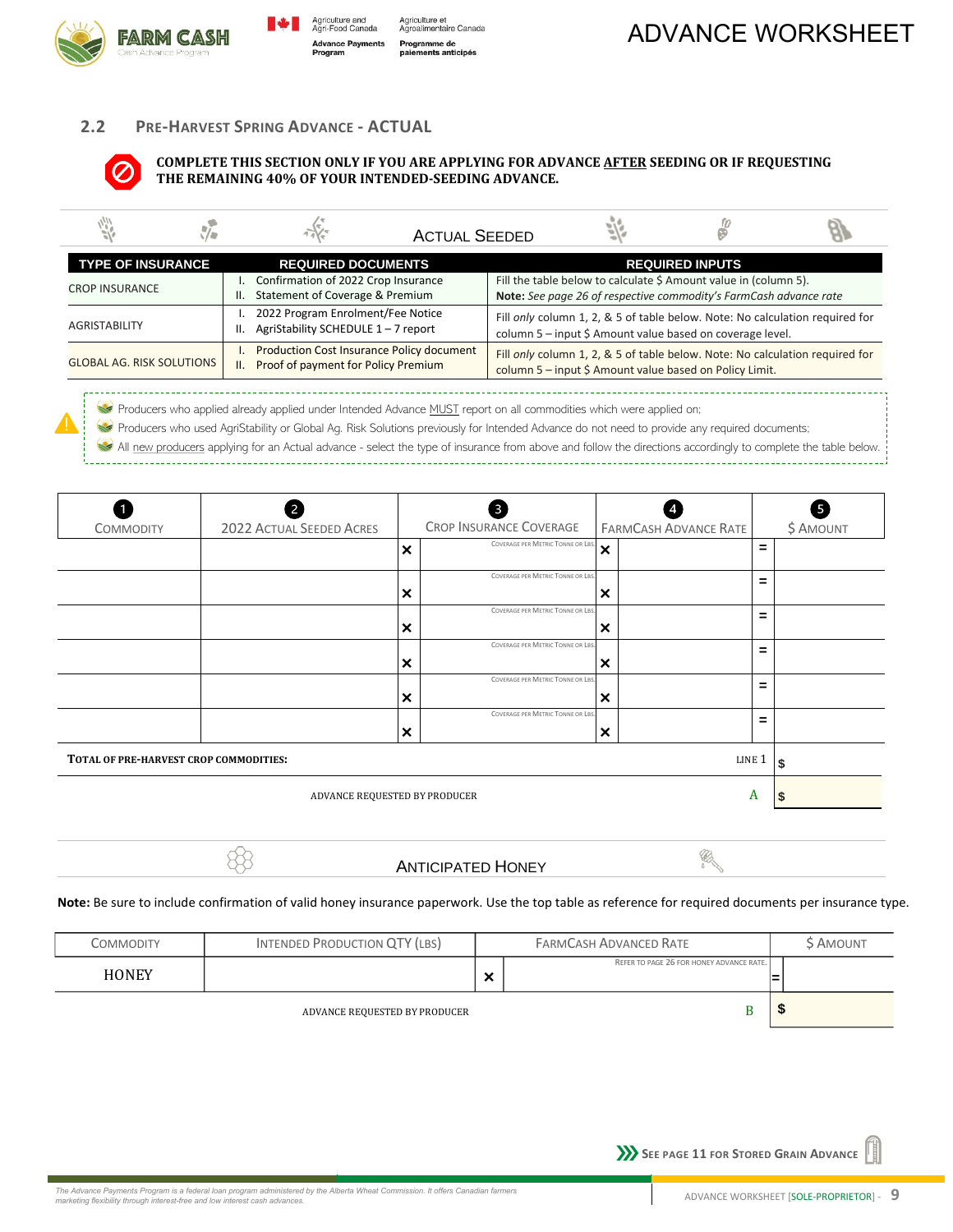## ADVANCE WORKSHEET

## 2.2 PRE-HARVEST SPRING ADVANCE - ACTUAL

**COMPLETE THIS SECTION ONLY IF YOU ARE APPLYING FOR ADVANCE AFTER SEEDING OR IF REQUESTING THE REMAINING 40% OF YOUR INTENDED-SEEDING ADVANCE.**

### ACTUAL SEEDED

| TYPE OF INSURANCE | REQUIRED DOCUMENTS | REQUIRED INPUTS |
|---|---|---|
| CROP INSURANCE | I. Confirmation of 2022 Crop Insurance<br>II. Statement of Coverage & Premium | Fill the table below to calculate $ Amount value in (column 5).<br>**Note:** *See page 26 of respective commodity's FarmCash advance rate* |
| AGRISTABILITY | I. 2022 Program Enrolment/Fee Notice<br>II. AgriStability SCHEDULE 1 – 7 report | Fill *only* column 1, 2, & 5 of table below. Note: No calculation required for column 5 – input $ Amount value based on coverage level. |
| GLOBAL AG. RISK SOLUTIONS | I. Production Cost Insurance Policy document<br>II. Proof of payment for Policy Premium | Fill *only* column 1, 2, & 5 of table below. Note: No calculation required for column 5 – input $ Amount value based on Policy Limit. |

- Producers who applied already applied under Intended Advance MUST report on all commodities which were applied on;
- Producers who used AgriStability or Global Ag. Risk Solutions previously for Intended Advance do not need to provide any required documents;
- All new producers applying for an Actual advance - select the type of insurance from above and follow the directions accordingly to complete the table below.

| 1 COMMODITY | 2 2022 ACTUAL SEEDED ACRES | | 3 CROP INSURANCE COVERAGE | | 4 FARMCASH ADVANCE RATE | | 5 $ AMOUNT |
|---|---|---|---|---|---|---|---|
| | | × | COVERAGE PER METRIC TONNE OR LBS. | × | | = | |
| | | × | COVERAGE PER METRIC TONNE OR LBS. | × | | = | |
| | | × | COVERAGE PER METRIC TONNE OR LBS. | × | | = | |
| | | × | COVERAGE PER METRIC TONNE OR LBS. | × | | = | |
| | | × | COVERAGE PER METRIC TONNE OR LBS. | × | | = | |
| | | × | COVERAGE PER METRIC TONNE OR LBS. | × | | = | |
| **TOTAL OF PRE-HARVEST CROP COMMODITIES:** | | | | | | LINE 1 | $ |
| ADVANCE REQUESTED BY PRODUCER | | | | | | A | $ |

### ANTICIPATED HONEY

**Note:** Be sure to include confirmation of valid honey insurance paperwork. Use the top table as reference for required documents per insurance type.

| COMMODITY | INTENDED PRODUCTION QTY (LBS) | | FARMCASH ADVANCE RATE | | $ AMOUNT |
|---|---|---|---|---|---|
| HONEY | | × | REFER TO PAGE 26 FOR HONEY ADVANCE RATE. | = | |
| ADVANCE REQUESTED BY PRODUCER | | | B | | $ |

SEE PAGE 11 FOR STORED GRAIN ADVANCE

*The Advance Payments Program is a federal loan program administered by the Alberta Wheat Commission. It offers Canadian farmers marketing flexibility through interest-free and low interest cash advances.*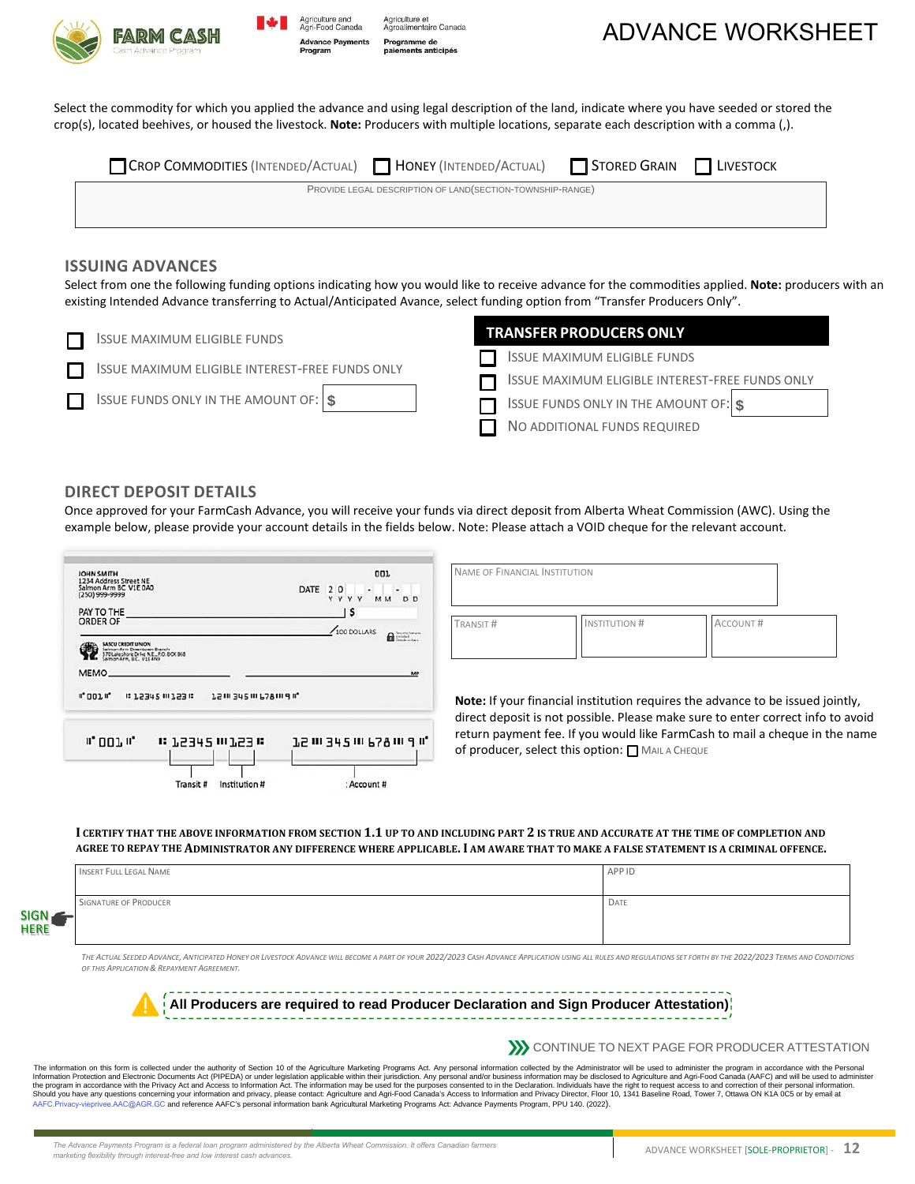# ADVANCE WORKSHEET

Select the commodity for which you applied the advance and using legal description of the land, indicate where you have seeded or stored the crop(s), located beehives, or housed the livestock. **Note:** Producers with multiple locations, separate each description with a comma (,).

☐ CROP COMMODITIES (INTENDED/ACTUAL) ☐ HONEY (INTENDED/ACTUAL) ☐ STORED GRAIN ☐ LIVESTOCK

| PROVIDE LEGAL DESCRIPTION OF LAND(SECTION-TOWNSHIP-RANGE) |
|---|
| |

## ISSUING ADVANCES

Select from one the following funding options indicating how you would like to receive advance for the commodities applied. **Note:** producers with an existing Intended Advance transferring to Actual/Anticipated Avance, select funding option from "Transfer Producers Only".

- ☐ ISSUE MAXIMUM ELIGIBLE FUNDS
- ☐ ISSUE MAXIMUM ELIGIBLE INTEREST-FREE FUNDS ONLY
- ☐ ISSUE FUNDS ONLY IN THE AMOUNT OF: $

**TRANSFER PRODUCERS ONLY**

- ☐ ISSUE MAXIMUM ELIGIBLE FUNDS
- ☐ ISSUE MAXIMUM ELIGIBLE INTEREST-FREE FUNDS ONLY
- ☐ ISSUE FUNDS ONLY IN THE AMOUNT OF: $
- ☐ NO ADDITIONAL FUNDS REQUIRED

## DIRECT DEPOSIT DETAILS

Once approved for your FarmCash Advance, you will receive your funds via direct deposit from Alberta Wheat Commission (AWC). Using the example below, please provide your account details in the fields below. Note: Please attach a VOID cheque for the relevant account.

JOHN SMITH
1234 Address Street NE
Salmon Arm BC V1E 0A0
(250) 999-9999

001

DATE 2 0 _ _ - _ _ - _ _
Y Y Y Y M M D D

PAY TO THE ORDER OF $

/100 DOLLARS

SASCU CREDIT UNION
Salmon-Arm Downtown Branch
370 Lakeshore Drive N.E., P.O. BOX 868
Salmon Arm, B.C. V1E 4N9

MEMO

⑈001⑈ ⑆12345⑉123⑆ 12⑉345⑉678⑉9⑈

Transit # Institution # Account #

| NAME OF FINANCIAL INSTITUTION | | |
|---|---|---|
| TRANSIT # | INSTITUTION # | ACCOUNT # |
| | | |

**Note:** If your financial institution requires the advance to be issued jointly, direct deposit is not possible. Please make sure to enter correct info to avoid return payment fee. If you would like FarmCash to mail a cheque in the name of producer, select this option: ☐ MAIL A CHEQUE

**I CERTIFY THAT THE ABOVE INFORMATION FROM SECTION 1.1 UP TO AND INCLUDING PART 2 IS TRUE AND ACCURATE AT THE TIME OF COMPLETION AND AGREE TO REPAY THE ADMINISTRATOR ANY DIFFERENCE WHERE APPLICABLE. I AM AWARE THAT TO MAKE A FALSE STATEMENT IS A CRIMINAL OFFENCE.**

| INSERT FULL LEGAL NAME | APP ID |
|---|---|
| SIGNATURE OF PRODUCER | DATE |

SIGN HERE

*THE ACTUAL SEEDED ADVANCE, ANTICIPATED HONEY OR LIVESTOCK ADVANCE WILL BECOME A PART OF YOUR 2022/2023 CASH ADVANCE APPLICATION USING ALL RULES AND REGULATIONS SET FORTH BY THE 2022/2023 TERMS AND CONDITIONS OF THIS APPLICATION & REPAYMENT AGREEMENT.*

**All Producers are required to read Producer Declaration and Sign Producer Attestation)**

CONTINUE TO NEXT PAGE FOR PRODUCER ATTESTATION

The information on this form is collected under the authority of Section 10 of the Agriculture Marketing Programs Act. Any personal information collected by the Administrator will be used to administer the program in accordance with the Personal Information Protection and Electronic Documents Act (PIPEDA) or under legislation applicable within their jurisdiction. Any personal and/or business information may be disclosed to Agriculture and Agri-Food Canada (AAFC) and will be used to administer the program in accordance with the Privacy Act and Access to Information Act. The information may be used for the purposes consented to in the Declaration. Individuals have the right to request access to and correction of their personal information. Should you have any questions concerning your information and privacy, please contact: Agriculture and Agri-Food Canada's Access to Information and Privacy Director, Floor 10, 1341 Baseline Road, Tower 7, Ottawa ON K1A 0C5 or by email at AAFC.Privacy-vieprivee.AAC@AGR.GC and reference AAFC's personal information bank Agricultural Marketing Programs Act: Advance Payments Program, PPU 140. (2022).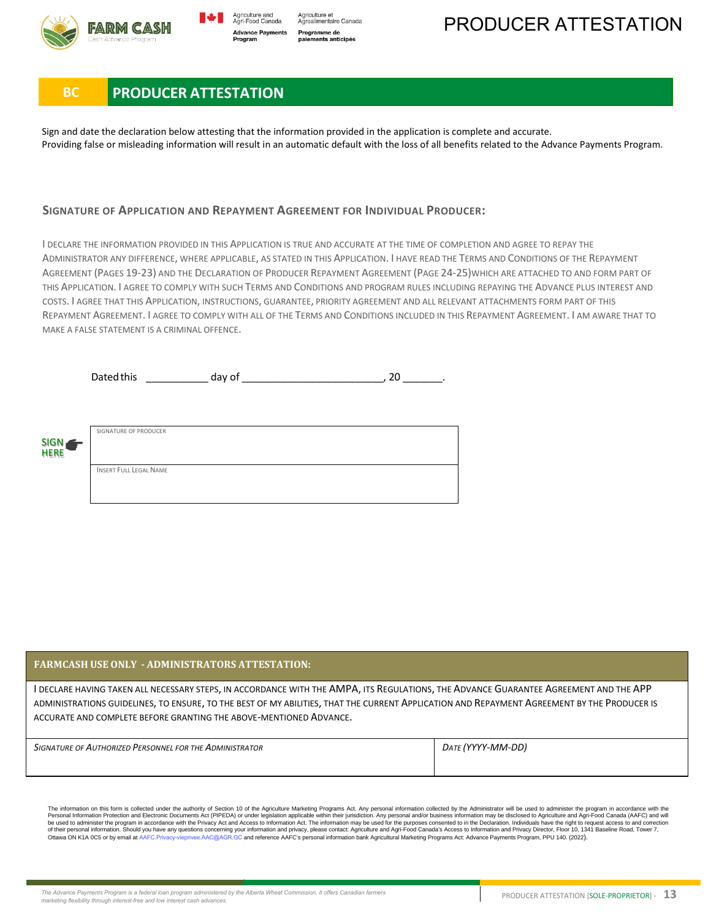# PRODUCER ATTESTATION

## BC PRODUCER ATTESTATION

Sign and date the declaration below attesting that the information provided in the application is complete and accurate.
Providing false or misleading information will result in an automatic default with the loss of all benefits related to the Advance Payments Program.

### SIGNATURE OF APPLICATION AND REPAYMENT AGREEMENT FOR INDIVIDUAL PRODUCER:

I DECLARE THE INFORMATION PROVIDED IN THIS APPLICATION IS TRUE AND ACCURATE AT THE TIME OF COMPLETION AND AGREE TO REPAY THE ADMINISTRATOR ANY DIFFERENCE, WHERE APPLICABLE, AS STATED IN THIS APPLICATION. I HAVE READ THE TERMS AND CONDITIONS OF THE REPAYMENT AGREEMENT (PAGES 19-23) AND THE DECLARATION OF PRODUCER REPAYMENT AGREEMENT (PAGE 24-25)WHICH ARE ATTACHED TO AND FORM PART OF THIS APPLICATION. I AGREE TO COMPLY WITH SUCH TERMS AND CONDITIONS AND PROGRAM RULES INCLUDING REPAYING THE ADVANCE PLUS INTEREST AND COSTS. I AGREE THAT THIS APPLICATION, INSTRUCTIONS, GUARANTEE, PRIORITY AGREEMENT AND ALL RELEVANT ATTACHMENTS FORM PART OF THIS REPAYMENT AGREEMENT. I AGREE TO COMPLY WITH ALL OF THE TERMS AND CONDITIONS INCLUDED IN THIS REPAYMENT AGREEMENT. I AM AWARE THAT TO MAKE A FALSE STATEMENT IS A CRIMINAL OFFENCE.

Dated this __________ day of _______________________, 20 _______.

SIGN HERE

| |
|---|
| SIGNATURE OF PRODUCER |
| INSERT FULL LEGAL NAME |

**FARMCASH USE ONLY - ADMINISTRATORS ATTESTATION:**

I DECLARE HAVING TAKEN ALL NECESSARY STEPS, IN ACCORDANCE WITH THE AMPA, ITS REGULATIONS, THE ADVANCE GUARANTEE AGREEMENT AND THE APP ADMINISTRATIONS GUIDELINES, TO ENSURE, TO THE BEST OF MY ABILITIES, THAT THE CURRENT APPLICATION AND REPAYMENT AGREEMENT BY THE PRODUCER IS ACCURATE AND COMPLETE BEFORE GRANTING THE ABOVE-MENTIONED ADVANCE.

| | |
|---|---|
| *SIGNATURE OF AUTHORIZED PERSONNEL FOR THE ADMINISTRATOR* | *DATE (YYYY-MM-DD)* |

The information on this form is collected under the authority of Section 10 of the Agriculture Marketing Programs Act. Any personal information collected by the Administrator will be used to administer the program in accordance with the Personal Information Protection and Electronic Documents Act (PIPEDA) or under legislation applicable within their jurisdiction. Any personal and/or business information may be disclosed to Agriculture and Agri-Food Canada (AAFC) and will be used to administer the program in accordance with the Privacy Act and Access to Information Act. The information may be used for the purposes consented to in the Declaration. Individuals have the right to request access to and correction of their personal information. Should you have any questions concerning your information and privacy, please contact: Agriculture and Agri-Food Canada's Access to Information and Privacy Director, Floor 10, 1341 Baseline Road, Tower 7, Ottawa ON K1A 0C5 or by email at AAFC.Privacy-vieprivee.AAC@AGR.GC and reference AAFC's personal information bank Agricultural Marketing Programs Act: Advance Payments Program, PPU 140. (2022).